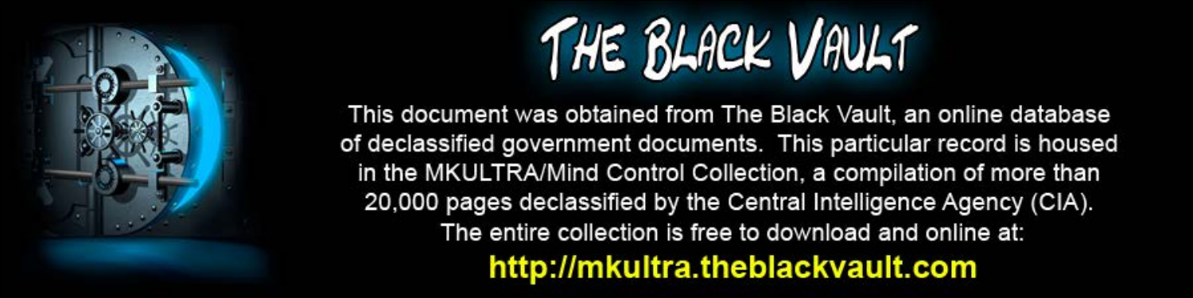# THE BLACK VAULT

This document was obtained from The Black Vault, an online database of declassified government documents. This particular record is housed in the MKULTRA/Mind Control Collection, a compilation of more than 20,000 pages declassified by the Central Intelligence Agency (CIA). The entire collection is free to download and online at:

**http://mkultra.theblackvault.com**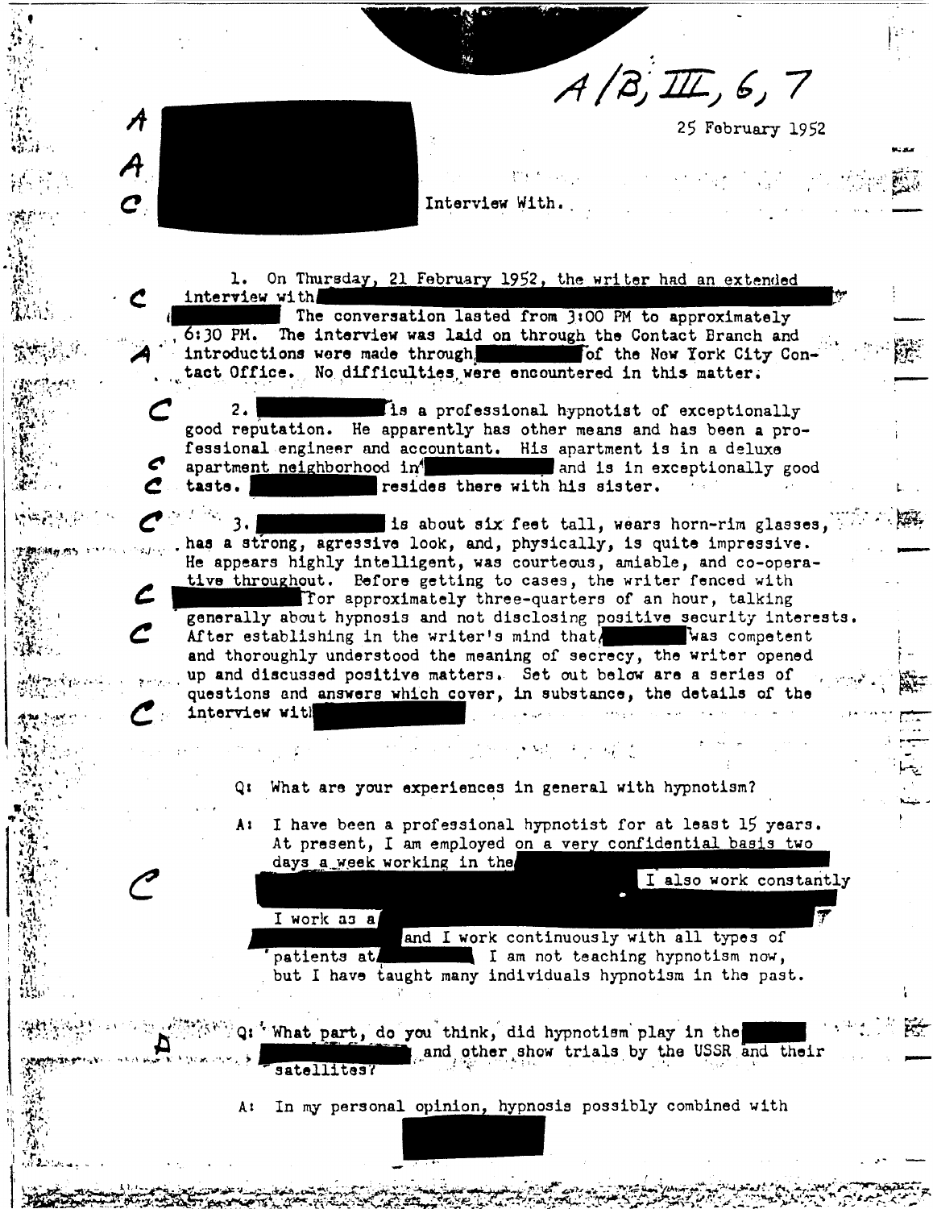A/B, III, 6, 7

25 February 1952

Interview With.

1. On Thursday, 21 February 1952, the writer had an extended interview with The conversation lasted from 3:00 PM to approximately 6:30 PM. The interview was laid on through the Contact Branch and introductions were made through of the New York City Contact Office. No difficulties were encountered in this matter.

2. is a professional hypnotist of exceptionally good reputation. He apparently has other means and has been a professional engineer and accountant. His apartment is in a deluxe apartment neighborhood in and is in exceptionally good taste. resides there with his sister.

3. is about six feet tall, wears horn-rim glasses, has a strong, agressive look, and, physically, is quite impressive. He appears highly intelligent, was courteous, amiable, and co-operative throughout. Before getting to cases, the writer fenced with for approximately three-quarters of an hour, talking generally about hypnosis and not disclosing positive security interests. After establishing in the writer's mind that was competent and thoroughly understood the meaning of secrecy, the writer opened up and discussed positive matters. Set out below are a series of questions and answers which cover, in substance, the details of the interview with

Q: What are your experiences in general with hypnotism?

A: I have been a professional hypnotist for at least 15 years. At present, I am employed on a very confidential basis two days a week working in the I also work constantly I work as a and I work continuously with all types of patients at I am not teaching hypnotism now, but I have taught many individuals hypnotism in the past.

Q: What part, do you think, did hypnotism play in the and other show trials by the USSR and their satellites?

A: In my personal opinion, hypnosis possibly combined with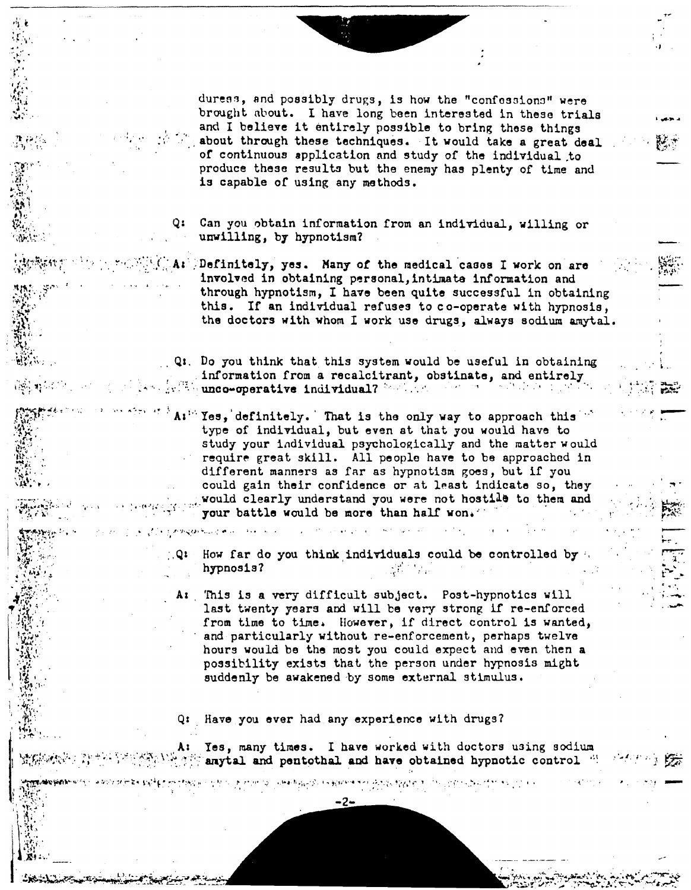duress, and possibly drugs, is how the "confessions" were brought about. I have long been interested in these trials and I believe it entirely possible to bring these things about through these techniques. It would take a great deal of continuous application and study of the individual to produce these results but the enemy has plenty of time and is capable of using any methods.

Q: Can you obtain information from an individual, willing or unwilling, by hypnotism?

A: Definitely, yes. Many of the medical cases I work on are involved in obtaining personal, intimate information and through hypnotism, I have been quite successful in obtaining this. If an individual refuses to co-operate with hypnosis, the doctors with whom I work use drugs, always sodium amytal.

Q: Do you think that this system would be useful in obtaining information from a recalcitrant, obstinate, and entirely unco-operative individual?

A: Yes, definitely. That is the only way to approach this type of individual, but even at that you would have to study your individual psychologically and the matter would require great skill. All people have to be approached in different manners as far as hypnotism goes, but if you could gain their confidence or at least indicate so, they would clearly understand you were not hostile to them and your battle would be more than half won.

Q: How far do you think individuals could be controlled by hypnosis?

A: This is a very difficult subject. Post-hypnotics will last twenty years and will be very strong if re-enforced from time to time. However, if direct control is wanted, and particularly without re-enforcement, perhaps twelve hours would be the most you could expect and even then a possibility exists that the person under hypnosis might suddenly be awakened by some external stimulus.

Q: Have you ever had any experience with drugs?

A: Yes, many times. I have worked with doctors using sodium amytal and pentothal and have obtained hypnotic control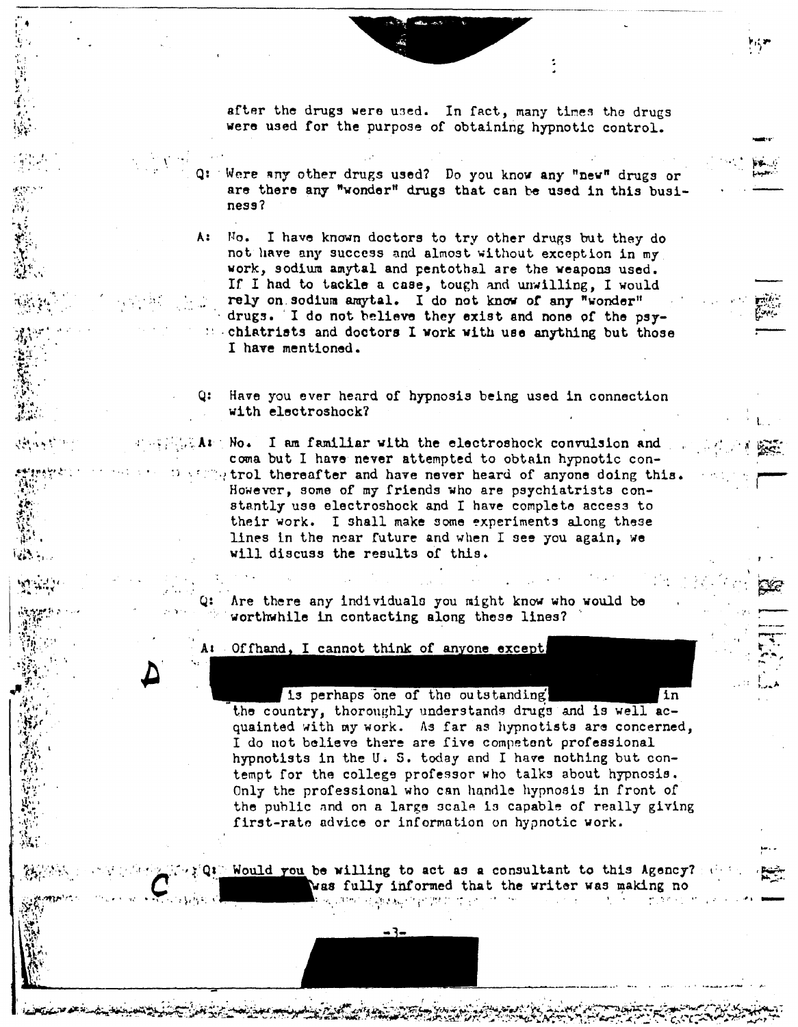after the drugs were used. In fact, many times the drugs were used for the purpose of obtaining hypnotic control.

Q: Were any other drugs used? Do you know any "new" drugs or are there any "wonder" drugs that can be used in this business?

A: No. I have known doctors to try other drugs but they do not have any success and almost without exception in my work, sodium amytal and pentothal are the weapons used. If I had to tackle a case, tough and unwilling, I would rely on sodium amytal. I do not know of any "wonder" drugs. I do not believe they exist and none of the psychiatrists and doctors I work with use anything but those I have mentioned.

Q: Have you ever heard of hypnosis being used in connection with electroshock?

A: No. I am familiar with the electroshock convulsion and coma but I have never attempted to obtain hypnotic control thereafter and have never heard of anyone doing this. However, some of my friends who are psychiatrists constantly use electroshock and I have complete access to their work. I shall make some experiments along these lines in the near future and when I see you again, we will discuss the results of this.

Q: Are there any individuals you might know who would be worthwhile in contacting along these lines?

A: Offhand, I cannot think of anyone except [REDACTED] is perhaps one of the outstanding [REDACTED] in the country, thoroughly understands drugs and is well acquainted with my work. As far as hypnotists are concerned, I do not believe there are five competent professional hypnotists in the U. S. today and I have nothing but contempt for the college professor who talks about hypnosis. Only the professional who can handle hypnosis in front of the public and on a large scale is capable of really giving first-rate advice or information on hypnotic work.

Q: Would you be willing to act as a consultant to this Agency? [REDACTED] was fully informed that the writer was making no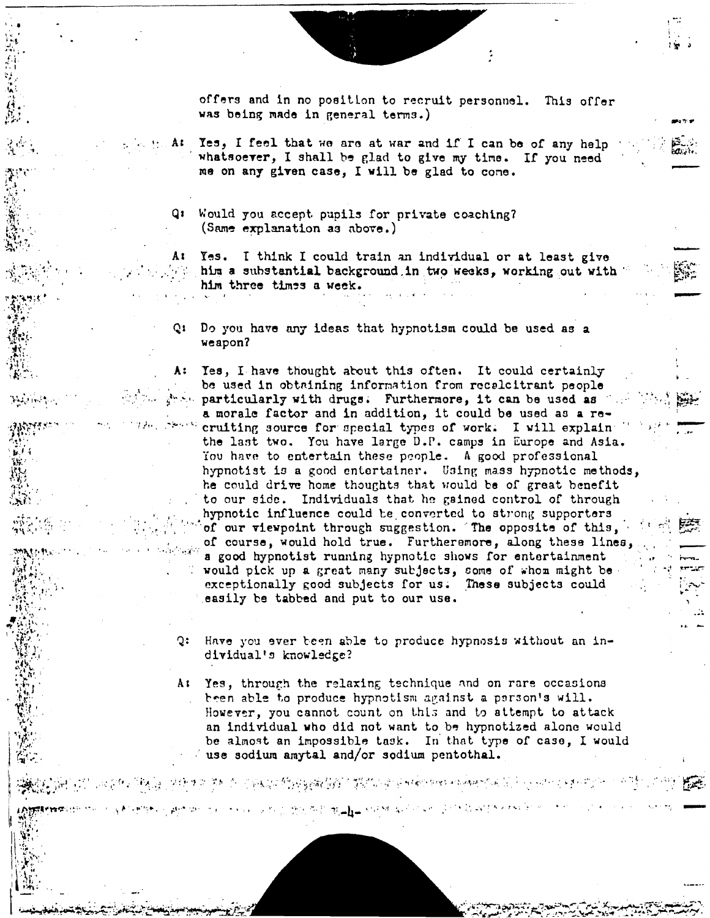offers and in no position to recruit personnel. This offer was being made in general terms.)

A: Yes, I feel that we are at war and if I can be of any help whatsoever, I shall be glad to give my time. If you need me on any given case, I will be glad to come.

Q: Would you accept pupils for private coaching? (Same explanation as above.)

A: Yes. I think I could train an individual or at least give him a substantial background in two weeks, working out with him three times a week.

Q: Do you have any ideas that hypnotism could be used as a weapon?

A: Yes, I have thought about this often. It could certainly be used in obtaining information from recalcitrant people particularly with drugs. Furthermore, it can be used as a morale factor and in addition, it could be used as a recruiting source for special types of work. I will explain the last two. You have large D.P. camps in Europe and Asia. You have to entertain these people. A good professional hypnotist is a good entertainer. Using mass hypnotic methods, he could drive home thoughts that would be of great benefit to our side. Individuals that he gained control of through hypnotic influence could be converted to strong supporters of our viewpoint through suggestion. The opposite of this, of course, would hold true. Furthermore, along these lines, a good hypnotist running hypnotic shows for entertainment would pick up a great many subjects, some of whom might be exceptionally good subjects for us. These subjects could easily be tabbed and put to our use.

Q: Have you ever been able to produce hypnosis without an individual's knowledge?

A: Yes, through the relaxing technique and on rare occasions been able to produce hypnotism against a person's will. However, you cannot count on this and to attempt to attack an individual who did not want to be hypnotized alone would be almost an impossible task. In that type of case, I would use sodium amytal and/or sodium pentothal.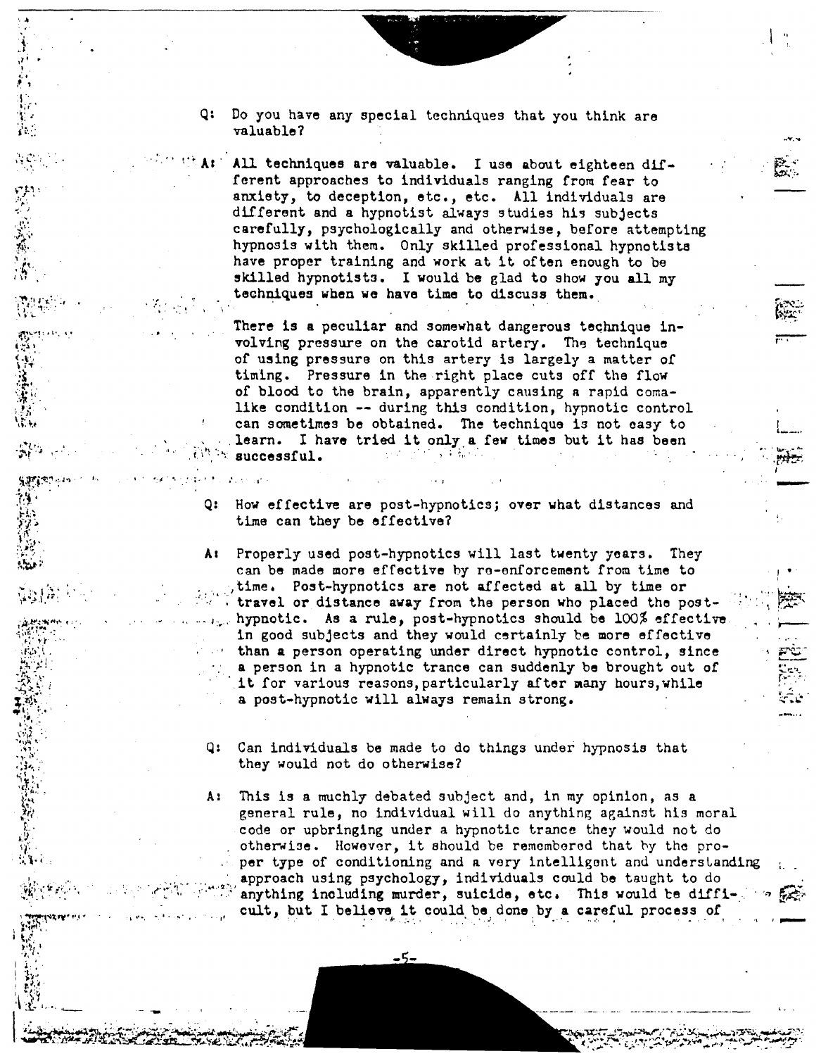Q: Do you have any special techniques that you think are valuable?

A: All techniques are valuable. I use about eighteen different approaches to individuals ranging from fear to anxiety, to deception, etc., etc. All individuals are different and a hypnotist always studies his subjects carefully, psychologically and otherwise, before attempting hypnosis with them. Only skilled professional hypnotists have proper training and work at it often enough to be skilled hypnotists. I would be glad to show you all my techniques when we have time to discuss them.

There is a peculiar and somewhat dangerous technique involving pressure on the carotid artery. The technique of using pressure on this artery is largely a matter of timing. Pressure in the right place cuts off the flow of blood to the brain, apparently causing a rapid coma-like condition -- during this condition, hypnotic control can sometimes be obtained. The technique is not easy to learn. I have tried it only a few times but it has been successful.

Q: How effective are post-hypnotics; over what distances and time can they be effective?

A: Properly used post-hypnotics will last twenty years. They can be made more effective by re-enforcement from time to time. Post-hypnotics are not affected at all by time or travel or distance away from the person who placed the post-hypnotic. As a rule, post-hypnotics should be 100% effective in good subjects and they would certainly be more effective than a person operating under direct hypnotic control, since a person in a hypnotic trance can suddenly be brought out of it for various reasons, particularly after many hours, while a post-hypnotic will always remain strong.

Q: Can individuals be made to do things under hypnosis that they would not do otherwise?

A: This is a muchly debated subject and, in my opinion, as a general rule, no individual will do anything against his moral code or upbringing under a hypnotic trance they would not do otherwise. However, it should be remembered that by the proper type of conditioning and a very intelligent and understanding approach using psychology, individuals could be taught to do anything including murder, suicide, etc. This would be difficult, but I believe it could be done by a careful process of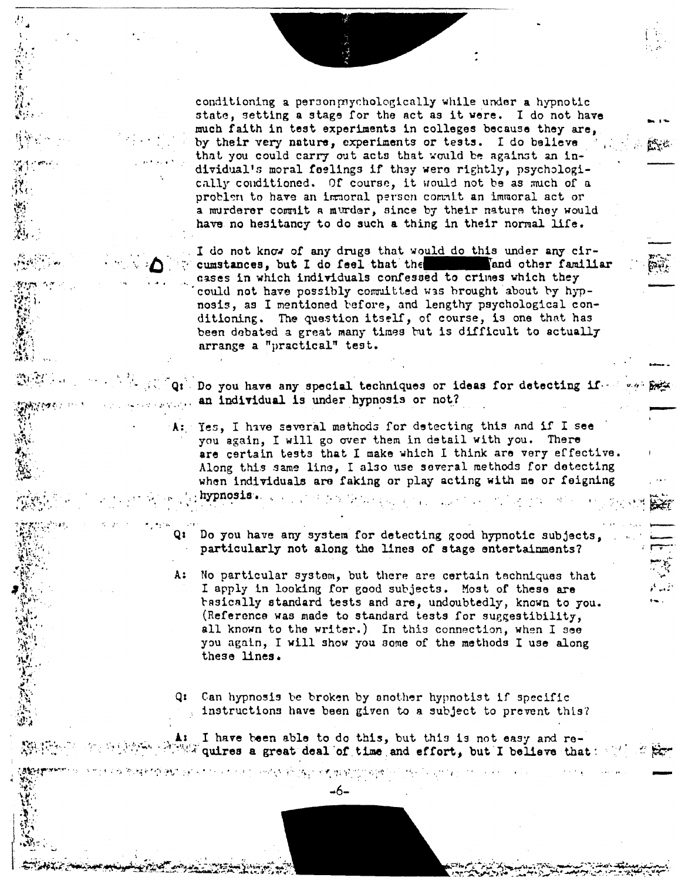conditioning a personpsychologically while under a hypnotic state, setting a stage for the act as it were. I do not have much faith in test experiments in colleges because they are, by their very nature, experiments or tests. I do believe that you could carry out acts that would be against an individual's moral feelings if they were rightly, psychologically conditioned. Of course, it would not be as much of a problem to have an immoral person commit an immoral act or a murderer commit a murder, since by their nature they would have no hesitancy to do such a thing in their normal life.

I do not know of any drugs that would do this under any circumstances, but I do feel that the [REDACTED] and other familiar cases in which individuals confessed to crimes which they could not have possibly committed was brought about by hypnosis, as I mentioned before, and lengthy psychological conditioning. The question itself, of course, is one that has been debated a great many times but is difficult to actually arrange a "practical" test.

**Q: Do you have any special techniques or ideas for detecting if an individual is under hypnosis or not?**

A: Yes, I have several methods for detecting this and if I see you again, I will go over them in detail with you. There are certain tests that I make which I think are very effective. Along this same line, I also use several methods for detecting when individuals are faking or play acting with me or feigning hypnosis.

Q: Do you have any system for detecting good hypnotic subjects, particularly not along the lines of stage entertainments?

A: No particular system, but there are certain techniques that I apply in looking for good subjects. Most of these are basically standard tests and are, undoubtedly, known to you. (Reference was made to standard tests for suggestibility, all known to the writer.) In this connection, when I see you again, I will show you some of the methods I use along these lines.

Q: Can hypnosis be broken by another hypnotist if specific instructions have been given to a subject to prevent this?

A: I have been able to do this, but this is not easy and requires a great deal of time and effort, but I believe that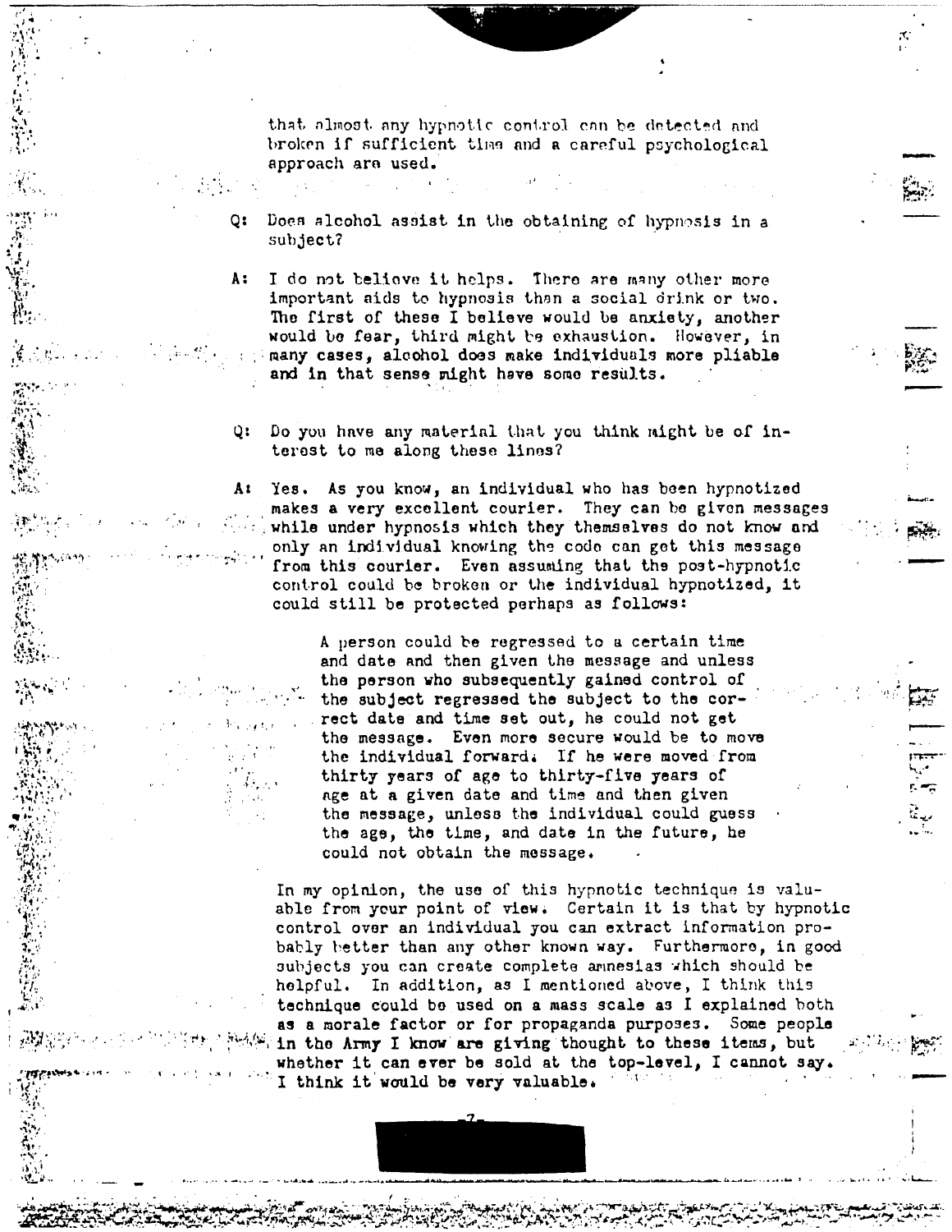that almost any hypnotic control can be detected and broken if sufficient time and a careful psychological approach are used.

Q: Does alcohol assist in the obtaining of hypnosis in a subject?

A: I do not believe it helps. There are many other more important aids to hypnosis than a social drink or two. The first of these I believe would be anxiety, another would be fear, third might be exhaustion. However, in many cases, alcohol does make individuals more pliable and in that sense might have some results.

Q: Do you have any material that you think might be of interest to me along these lines?

A: Yes. As you know, an individual who has been hypnotized makes a very excellent courier. They can be given messages while under hypnosis which they themselves do not know and only an individual knowing the code can get this message from this courier. Even assuming that the post-hypnotic control could be broken or the individual hypnotized, it could still be protected perhaps as follows:

> A person could be regressed to a certain time and date and then given the message and unless the person who subsequently gained control of the subject regressed the subject to the correct date and time set out, he could not get the message. Even more secure would be to move the individual forward. If he were moved from thirty years of age to thirty-five years of age at a given date and time and then given the message, unless the individual could guess the age, the time, and date in the future, he could not obtain the message.

In my opinion, the use of this hypnotic technique is valuable from your point of view. Certain it is that by hypnotic control over an individual you can extract information probably better than any other known way. Furthermore, in good subjects you can create complete amnesias which should be helpful. In addition, as I mentioned above, I think this technique could be used on a mass scale as I explained both as a morale factor or for propaganda purposes. Some people in the Army I know are giving thought to these items, but whether it can ever be sold at the top-level, I cannot say. I think it would be very valuable.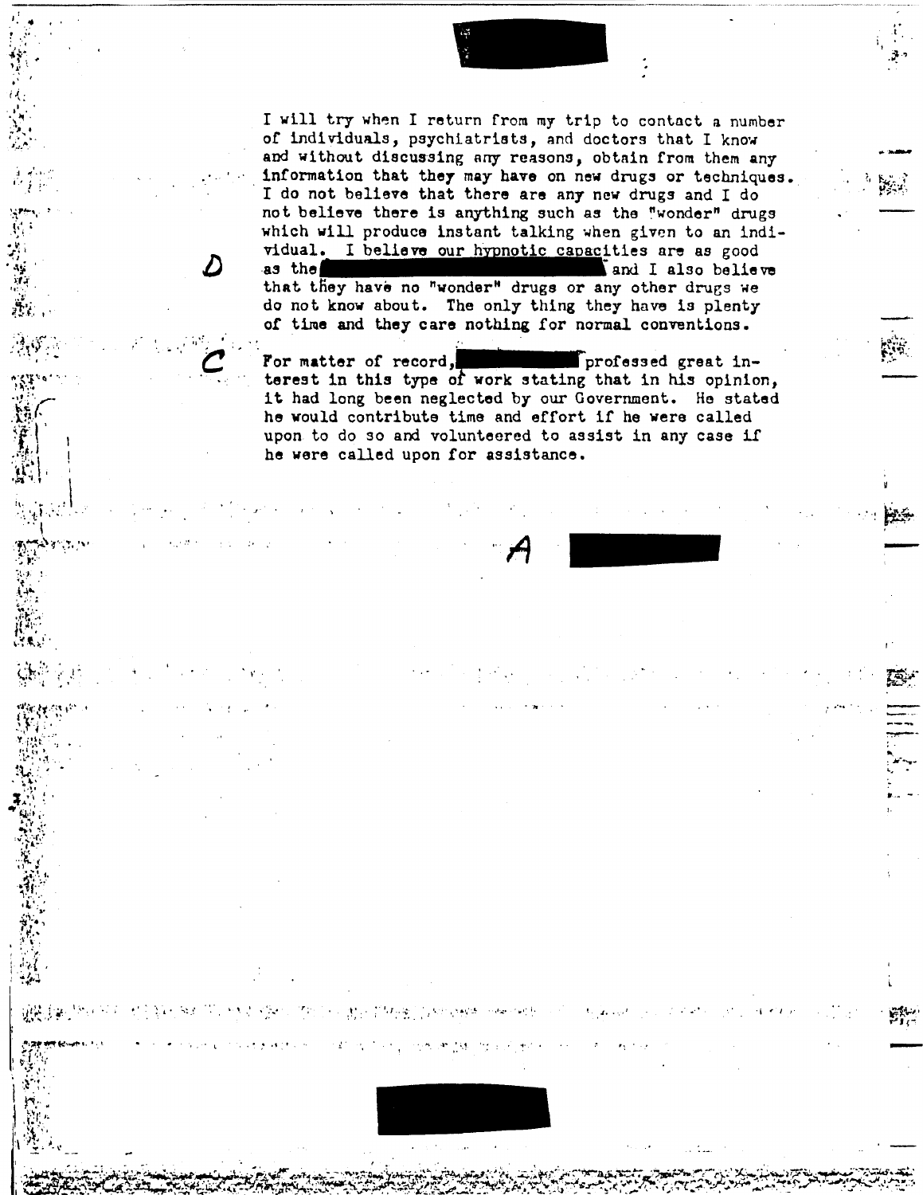I will try when I return from my trip to contact a number of individuals, psychiatrists, and doctors that I know and without discussing any reasons, obtain from them any information that they may have on new drugs or techniques. I do not believe that there are any new drugs and I do not believe there is anything such as the "wonder" drugs which will produce instant talking when given to an individual. I believe our hypnotic capacities are as good as the [REDACTED] and I also believe that they have no "wonder" drugs or any other drugs we do not know about. The only thing they have is plenty of time and they care nothing for normal conventions.

For matter of record, [REDACTED] professed great interest in this type of work stating that in his opinion, it had long been neglected by our Government. He stated he would contribute time and effort if he were called upon to do so and volunteered to assist in any case if he were called upon for assistance.

A [REDACTED]